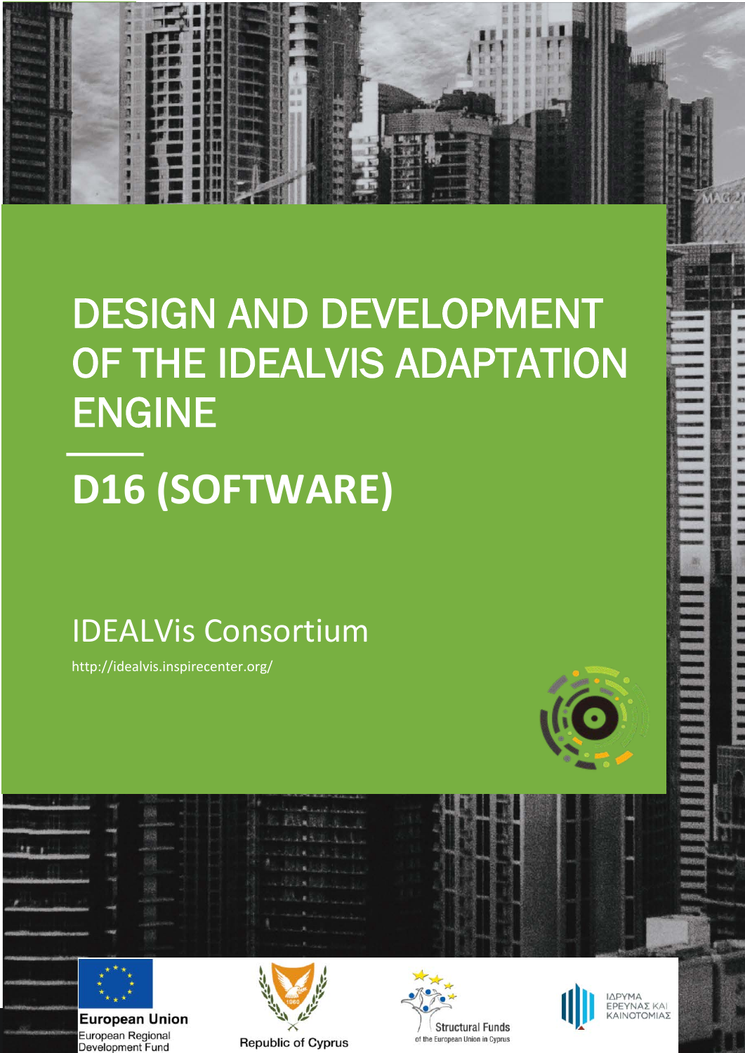# DESIGN AND DEVELOPMENT OF THE IDEALVIS ADAPTATION ENGINE

## D16 (SOFTWARE)

IDEALVis Consortium

http://idealvis.inspirecenter.org/

European Union
European Regional Development Fund

Republic of Cyprus

Structural Funds
of the European Union in Cyprus

ΙΔΡΥΜΑ ΕΡΕΥΝΑΣ ΚΑΙ ΚΑΙΝΟΤΟΜΙΑΣ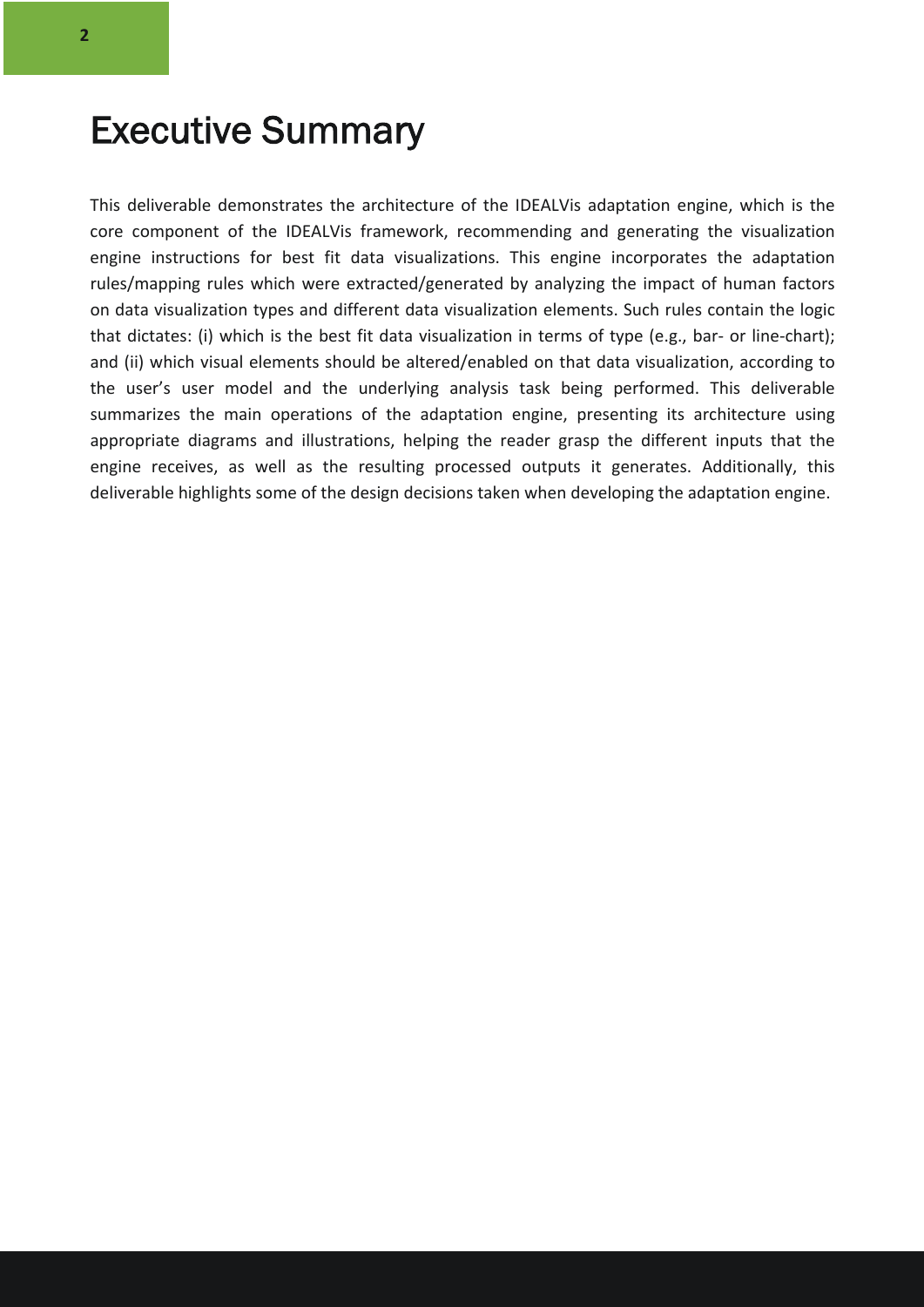# Executive Summary

This deliverable demonstrates the architecture of the IDEALVis adaptation engine, which is the core component of the IDEALVis framework, recommending and generating the visualization engine instructions for best fit data visualizations. This engine incorporates the adaptation rules/mapping rules which were extracted/generated by analyzing the impact of human factors on data visualization types and different data visualization elements. Such rules contain the logic that dictates: (i) which is the best fit data visualization in terms of type (e.g., bar- or line-chart); and (ii) which visual elements should be altered/enabled on that data visualization, according to the user's user model and the underlying analysis task being performed. This deliverable summarizes the main operations of the adaptation engine, presenting its architecture using appropriate diagrams and illustrations, helping the reader grasp the different inputs that the engine receives, as well as the resulting processed outputs it generates. Additionally, this deliverable highlights some of the design decisions taken when developing the adaptation engine.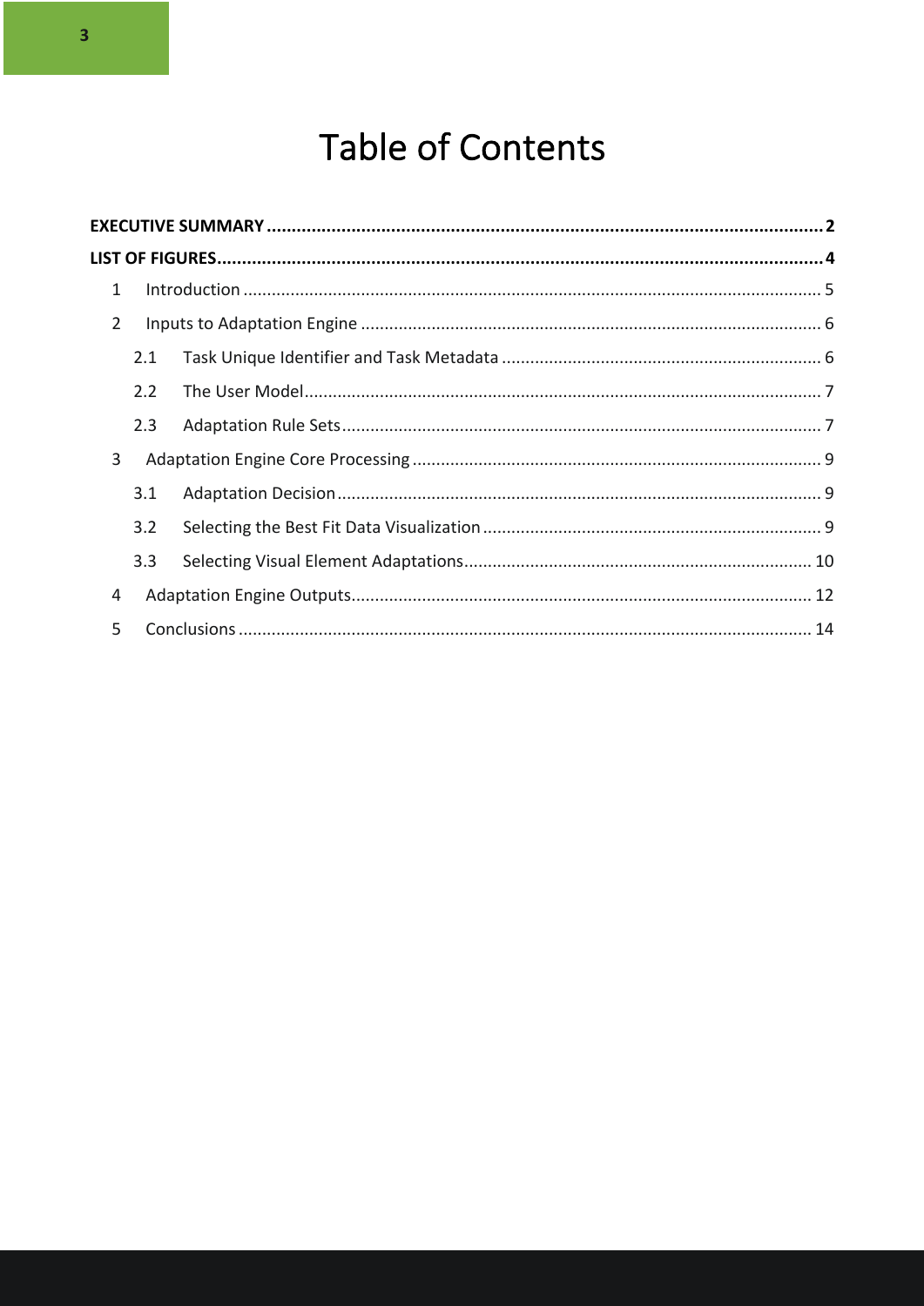# Table of Contents

**EXECUTIVE SUMMARY ................................................................................................................ 2**

**LIST OF FIGURES........................................................................................................................ 4**

1 Introduction ......................................................................................................................... 5

2 Inputs to Adaptation Engine ................................................................................................. 6

2.1 Task Unique Identifier and Task Metadata ................................................................... 6

2.2 The User Model............................................................................................................ 7

2.3 Adaptation Rule Sets.................................................................................................... 7

3 Adaptation Engine Core Processing ...................................................................................... 9

3.1 Adaptation Decision...................................................................................................... 9

3.2 Selecting the Best Fit Data Visualization ....................................................................... 9

3.3 Selecting Visual Element Adaptations......................................................................... 10

4 Adaptation Engine Outputs................................................................................................. 12

5 Conclusions ......................................................................................................................... 14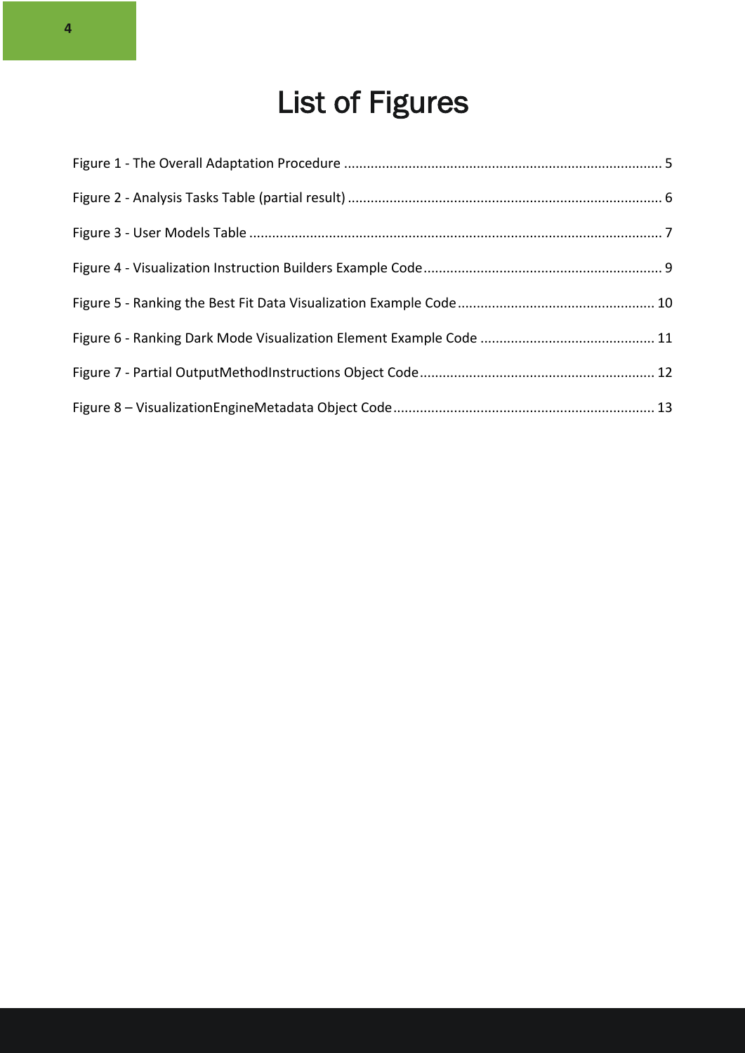# List of Figures

Figure 1 - The Overall Adaptation Procedure .................................................................................... 5

Figure 2 - Analysis Tasks Table (partial result) .................................................................................. 6

Figure 3 - User Models Table ............................................................................................................ 7

Figure 4 - Visualization Instruction Builders Example Code ............................................................... 9

Figure 5 - Ranking the Best Fit Data Visualization Example Code .................................................... 10

Figure 6 - Ranking Dark Mode Visualization Element Example Code .............................................. 11

Figure 7 - Partial OutputMethodInstructions Object Code .............................................................. 12

Figure 8 – VisualizationEngineMetadata Object Code ..................................................................... 13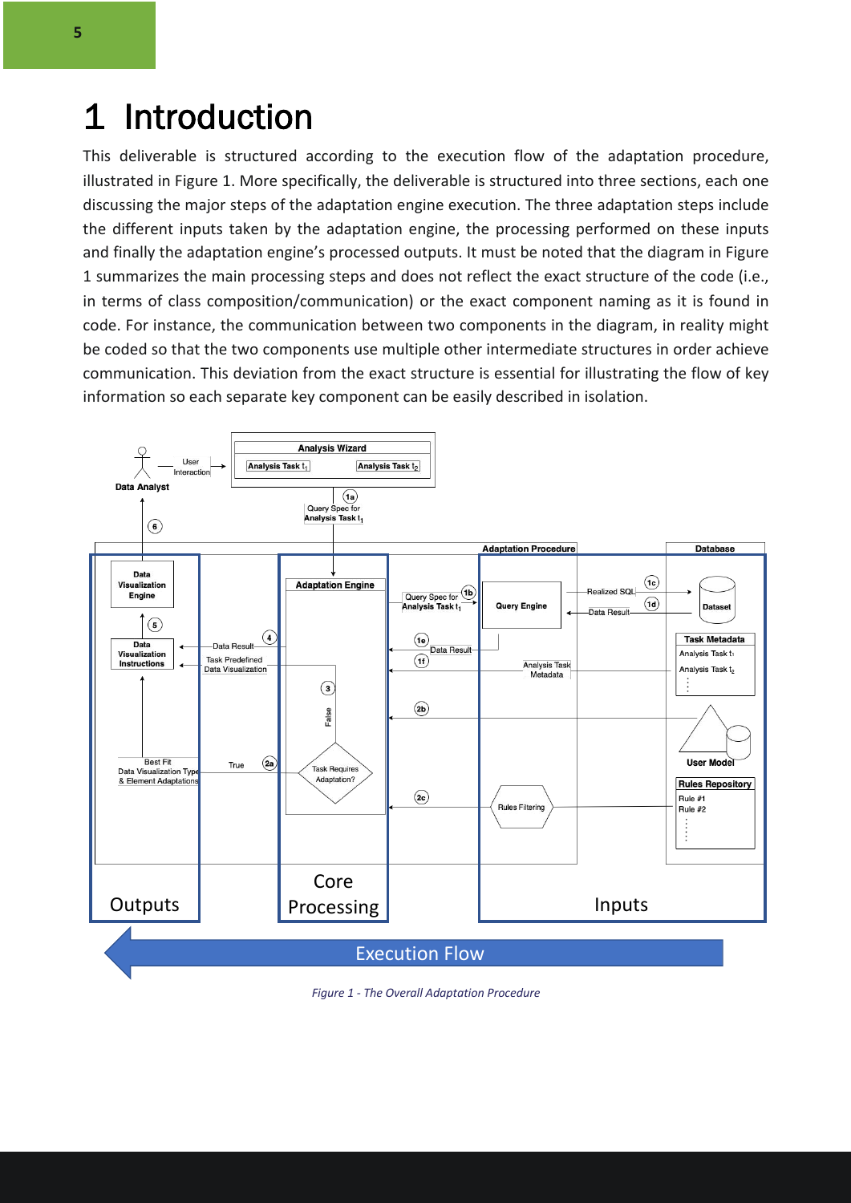# 1 Introduction

This deliverable is structured according to the execution flow of the adaptation procedure, illustrated in Figure 1. More specifically, the deliverable is structured into three sections, each one discussing the major steps of the adaptation engine execution. The three adaptation steps include the different inputs taken by the adaptation engine, the processing performed on these inputs and finally the adaptation engine's processed outputs. It must be noted that the diagram in Figure 1 summarizes the main processing steps and does not reflect the exact structure of the code (i.e., in terms of class composition/communication) or the exact component naming as it is found in code. For instance, the communication between two components in the diagram, in reality might be coded so that the two components use multiple other intermediate structures in order achieve communication. This deviation from the exact structure is essential for illustrating the flow of key information so each separate key component can be easily described in isolation.

*Figure 1 - The Overall Adaptation Procedure*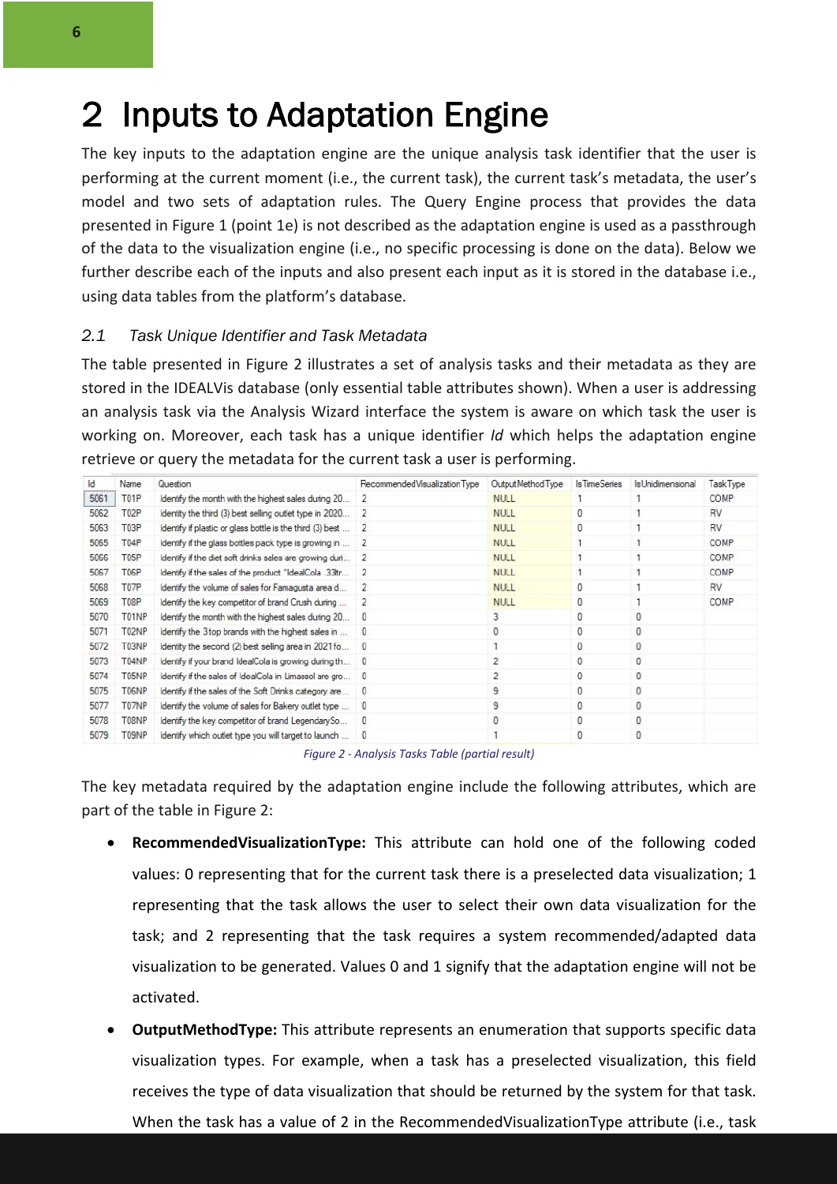# 2 Inputs to Adaptation Engine

The key inputs to the adaptation engine are the unique analysis task identifier that the user is performing at the current moment (i.e., the current task), the current task's metadata, the user's model and two sets of adaptation rules. The Query Engine process that provides the data presented in Figure 1 (point 1e) is not described as the adaptation engine is used as a passthrough of the data to the visualization engine (i.e., no specific processing is done on the data). Below we further describe each of the inputs and also present each input as it is stored in the database i.e., using data tables from the platform's database.

## 2.1 Task Unique Identifier and Task Metadata

The table presented in Figure 2 illustrates a set of analysis tasks and their metadata as they are stored in the IDEALVis database (only essential table attributes shown). When a user is addressing an analysis task via the Analysis Wizard interface the system is aware on which task the user is working on. Moreover, each task has a unique identifier *Id* which helps the adaptation engine retrieve or query the metadata for the current task a user is performing.

| Id | Name | Question | RecommendedVisualizationType | OutputMethodType | IsTimeSeries | IsUnidimensional | TaskType |
|---|---|---|---|---|---|---|---|
| 5061 | T01P | Identify the month with the highest sales during 20... | 2 | NULL | 1 | 1 | COMP |
| 5062 | T02P | Identify the third (3) best selling outlet type in 2020... | 2 | NULL | 0 | 1 | RV |
| 5063 | T03P | Identify if plastic or glass bottle is the third (3) best ... | 2 | NULL | 0 | 1 | RV |
| 5065 | T04P | Identify if the glass bottles pack type is growing in ... | 2 | NULL | 1 | 1 | COMP |
| 5066 | T05P | Identify if the diet soft drinks sales are growing duri... | 2 | NULL | 1 | 1 | COMP |
| 5067 | T06P | Identify if the sales of the product "IdealCola .33ltr... | 2 | NULL | 1 | 1 | COMP |
| 5068 | T07P | Identify the volume of sales for Famagusta area d... | 2 | NULL | 0 | 1 | RV |
| 5069 | T08P | Identify the key competitor of brand Crush during ... | 2 | NULL | 0 | 1 | COMP |
| 5070 | T01NP | Identify the month with the highest sales during 20... | 0 | 3 | 0 | 0 | |
| 5071 | T02NP | Identify the 3top brands with the highest sales in ... | 0 | 0 | 0 | 0 | |
| 5072 | T03NP | Identity the second (2) best selling area in 2021fo... | 0 | 1 | 0 | 0 | |
| 5073 | T04NP | Identify if your brand IdealCola is growing during th... | 0 | 2 | 0 | 0 | |
| 5074 | T05NP | Identify if the sales of IdealCola in Limassol are gro... | 0 | 2 | 0 | 0 | |
| 5075 | T06NP | Identify if the sales of the Soft Drinks category are... | 0 | 9 | 0 | 0 | |
| 5077 | T07NP | Identify the volume of sales for Bakery outlet type ... | 0 | 9 | 0 | 0 | |
| 5078 | T08NP | Identify the key competitor of brand LegendarySo... | 0 | 0 | 0 | 0 | |
| 5079 | T09NP | Identify which outlet type you will target to launch ... | 0 | 1 | 0 | 0 | |

*Figure 2 - Analysis Tasks Table (partial result)*

The key metadata required by the adaptation engine include the following attributes, which are part of the table in Figure 2:

- **RecommendedVisualizationType:** This attribute can hold one of the following coded values: 0 representing that for the current task there is a preselected data visualization; 1 representing that the task allows the user to select their own data visualization for the task; and 2 representing that the task requires a system recommended/adapted data visualization to be generated. Values 0 and 1 signify that the adaptation engine will not be activated.
- **OutputMethodType:** This attribute represents an enumeration that supports specific data visualization types. For example, when a task has a preselected visualization, this field receives the type of data visualization that should be returned by the system for that task. When the task has a value of 2 in the RecommendedVisualizationType attribute (i.e., task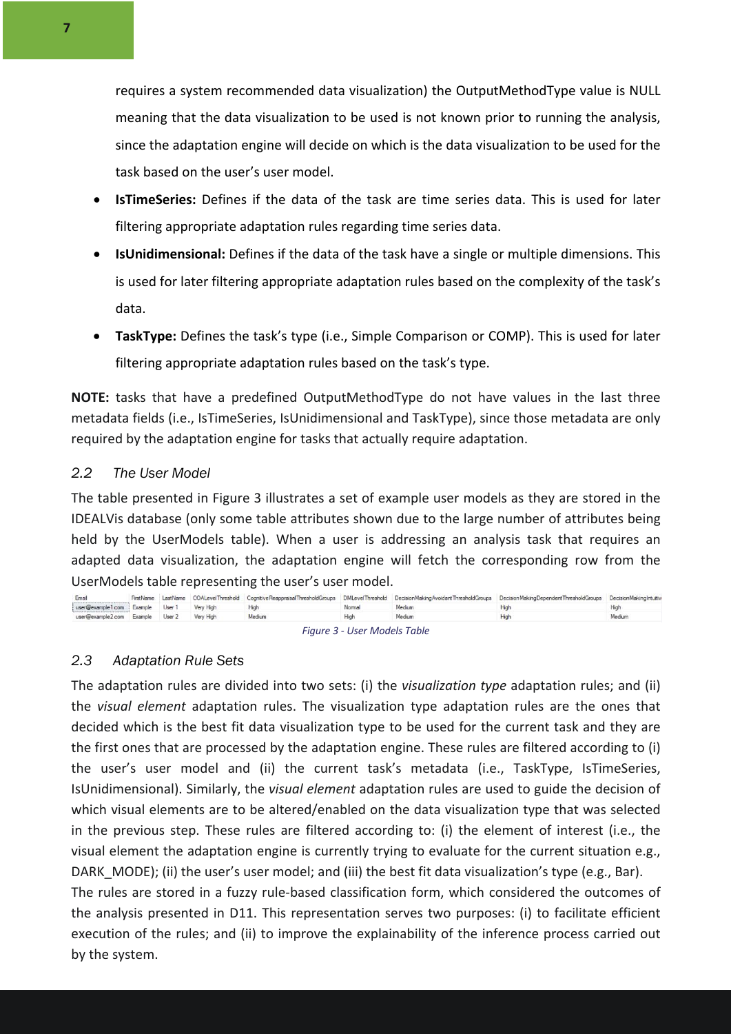requires a system recommended data visualization) the OutputMethodType value is NULL meaning that the data visualization to be used is not known prior to running the analysis, since the adaptation engine will decide on which is the data visualization to be used for the task based on the user's user model.

- **IsTimeSeries:** Defines if the data of the task are time series data. This is used for later filtering appropriate adaptation rules regarding time series data.
- **IsUnidimensional:** Defines if the data of the task have a single or multiple dimensions. This is used for later filtering appropriate adaptation rules based on the complexity of the task's data.
- **TaskType:** Defines the task's type (i.e., Simple Comparison or COMP). This is used for later filtering appropriate adaptation rules based on the task's type.

**NOTE:** tasks that have a predefined OutputMethodType do not have values in the last three metadata fields (i.e., IsTimeSeries, IsUnidimensional and TaskType), since those metadata are only required by the adaptation engine for tasks that actually require adaptation.

### 2.2 The User Model

The table presented in Figure 3 illustrates a set of example user models as they are stored in the IDEALVis database (only some table attributes shown due to the large number of attributes being held by the UserModels table). When a user is addressing an analysis task that requires an adapted data visualization, the adaptation engine will fetch the corresponding row from the UserModels table representing the user's user model.

| Email | FirstName | LastName | COALevelThreshold | CognitiveReappraisalThresholdGroups | DMLevelThreshold | DecisionMakingAvoidantThresholdGroups | DecisionMakingDependentThresholdGroups | DecisionMakingIntuitiv |
|---|---|---|---|---|---|---|---|---|
| user@example1.com | Example | User 1 | Very High | High | Normal | Medium | High | High |
| user@example2.com | Example | User 2 | Very High | Medium | High | Medium | High | Medium |

*Figure 3 - User Models Table*

### 2.3 Adaptation Rule Sets

The adaptation rules are divided into two sets: (i) the *visualization type* adaptation rules; and (ii) the *visual element* adaptation rules. The visualization type adaptation rules are the ones that decided which is the best fit data visualization type to be used for the current task and they are the first ones that are processed by the adaptation engine. These rules are filtered according to (i) the user's user model and (ii) the current task's metadata (i.e., TaskType, IsTimeSeries, IsUnidimensional). Similarly, the *visual element* adaptation rules are used to guide the decision of which visual elements are to be altered/enabled on the data visualization type that was selected in the previous step. These rules are filtered according to: (i) the element of interest (i.e., the visual element the adaptation engine is currently trying to evaluate for the current situation e.g., DARK_MODE); (ii) the user's user model; and (iii) the best fit data visualization's type (e.g., Bar).

The rules are stored in a fuzzy rule-based classification form, which considered the outcomes of the analysis presented in D11. This representation serves two purposes: (i) to facilitate efficient execution of the rules; and (ii) to improve the explainability of the inference process carried out by the system.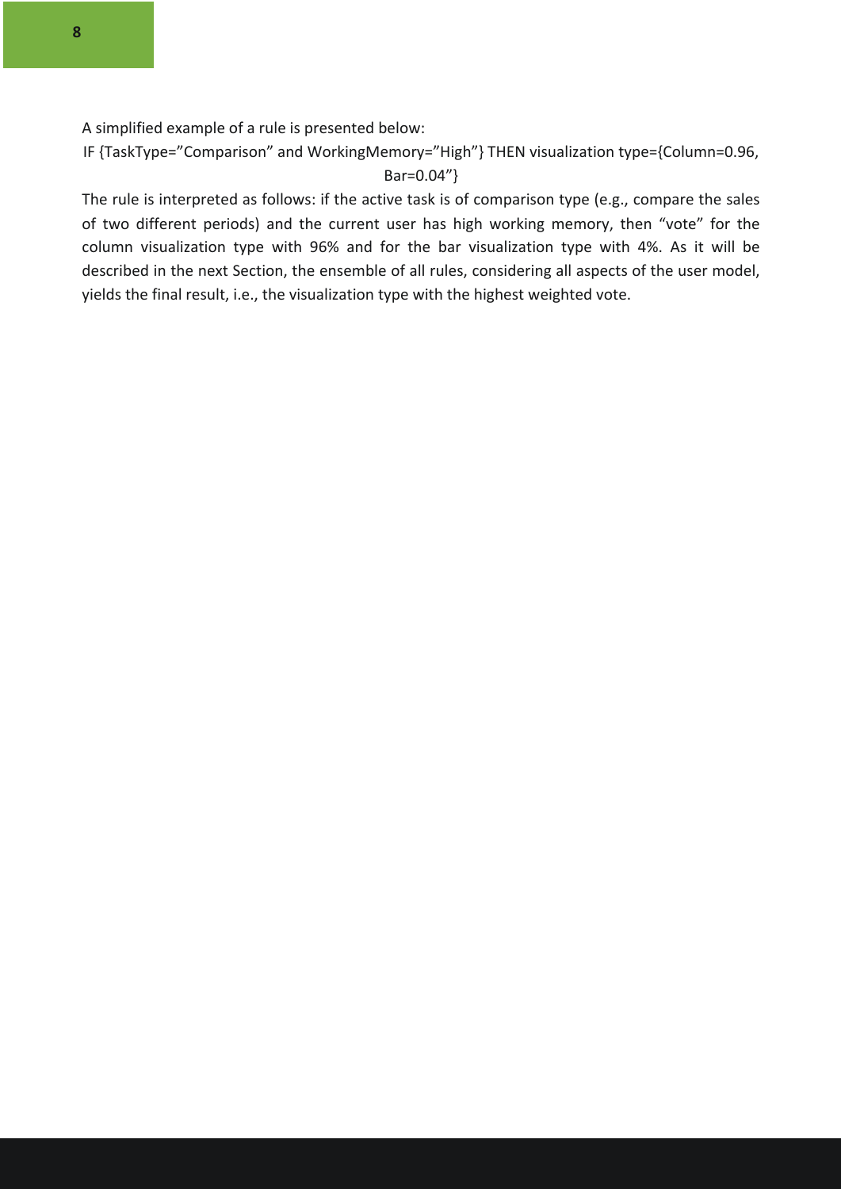A simplified example of a rule is presented below:

IF {TaskType="Comparison" and WorkingMemory="High"} THEN visualization type={Column=0.96, Bar=0.04"}

The rule is interpreted as follows: if the active task is of comparison type (e.g., compare the sales of two different periods) and the current user has high working memory, then "vote" for the column visualization type with 96% and for the bar visualization type with 4%. As it will be described in the next Section, the ensemble of all rules, considering all aspects of the user model, yields the final result, i.e., the visualization type with the highest weighted vote.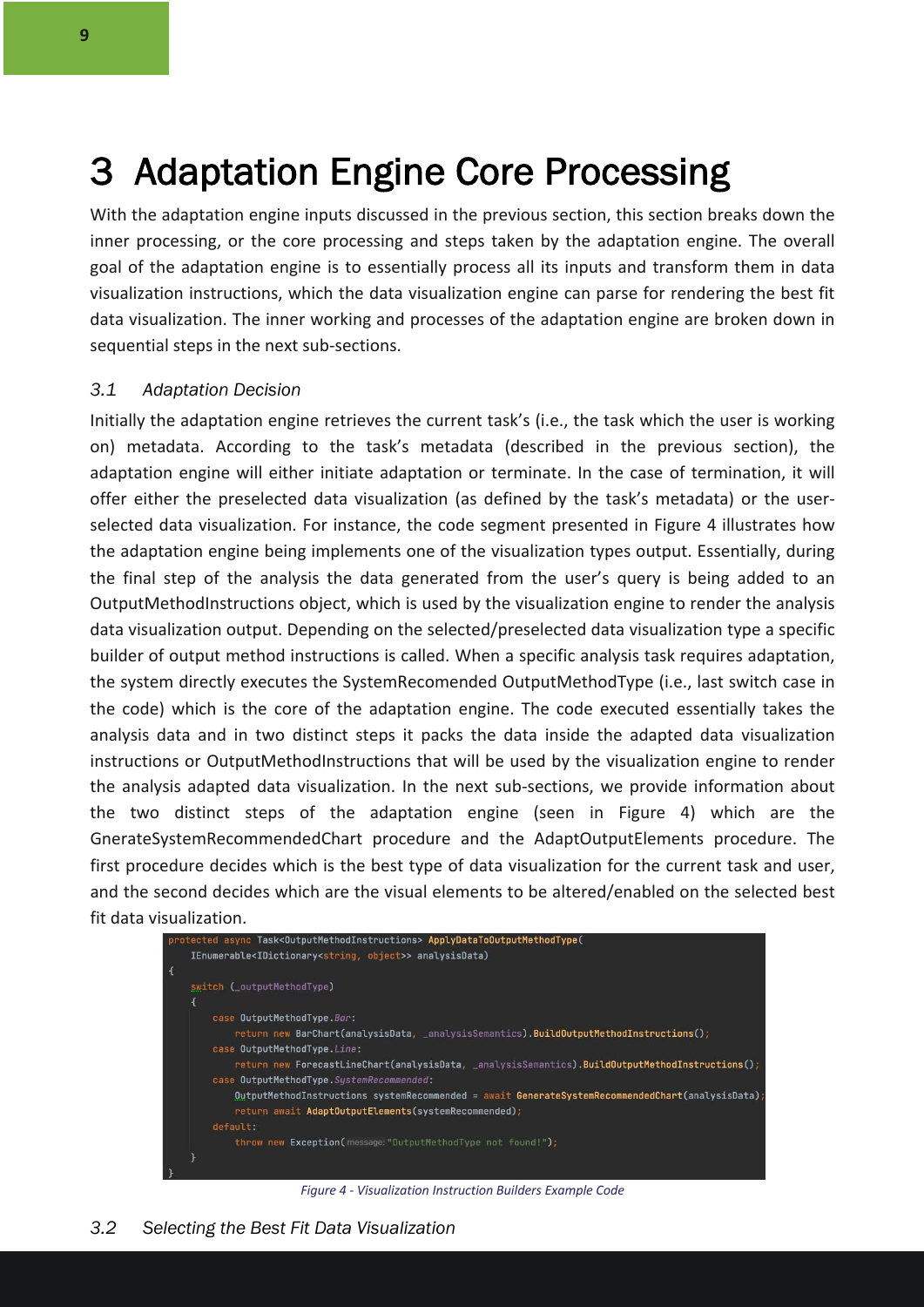# 3 Adaptation Engine Core Processing

With the adaptation engine inputs discussed in the previous section, this section breaks down the inner processing, or the core processing and steps taken by the adaptation engine. The overall goal of the adaptation engine is to essentially process all its inputs and transform them in data visualization instructions, which the data visualization engine can parse for rendering the best fit data visualization. The inner working and processes of the adaptation engine are broken down in sequential steps in the next sub-sections.

### *3.1 Adaptation Decision*

Initially the adaptation engine retrieves the current task's (i.e., the task which the user is working on) metadata. According to the task's metadata (described in the previous section), the adaptation engine will either initiate adaptation or terminate. In the case of termination, it will offer either the preselected data visualization (as defined by the task's metadata) or the user-selected data visualization. For instance, the code segment presented in Figure 4 illustrates how the adaptation engine being implements one of the visualization types output. Essentially, during the final step of the analysis the data generated from the user's query is being added to an OutputMethodInstructions object, which is used by the visualization engine to render the analysis data visualization output. Depending on the selected/preselected data visualization type a specific builder of output method instructions is called. When a specific analysis task requires adaptation, the system directly executes the SystemRecomended OutputMethodType (i.e., last switch case in the code) which is the core of the adaptation engine. The code executed essentially takes the analysis data and in two distinct steps it packs the data inside the adapted data visualization instructions or OutputMethodInstructions that will be used by the visualization engine to render the analysis adapted data visualization. In the next sub-sections, we provide information about the two distinct steps of the adaptation engine (seen in Figure 4) which are the GnerateSystemRecommendedChart procedure and the AdaptOutputElements procedure. The first procedure decides which is the best type of data visualization for the current task and user, and the second decides which are the visual elements to be altered/enabled on the selected best fit data visualization.

```
protected async Task<OutputMethodInstructions> ApplyDataToOutputMethodType(
    IEnumerable<IDictionary<string, object>> analysisData)
{
    switch (_outputMethodType)
    {
        case OutputMethodType.Bar:
            return new BarChart(analysisData, _analysisSemantics).BuildOutputMethodInstructions();
        case OutputMethodType.Line:
            return new ForecastLineChart(analysisData, _analysisSemantics).BuildOutputMethodInstructions();
        case OutputMethodType.SystemRecommended:
            OutputMethodInstructions systemRecommended = await GenerateSystemRecommendedChart(analysisData);
            return await AdaptOutputElements(systemRecommended);
        default:
            throw new Exception(message: "OutputMethodType not found!");
    }
}
```

*Figure 4 - Visualization Instruction Builders Example Code*

### *3.2 Selecting the Best Fit Data Visualization*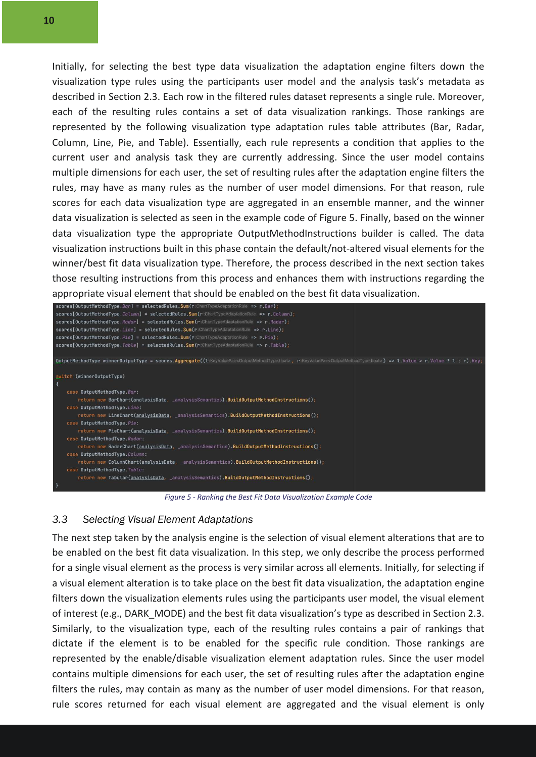Initially, for selecting the best type data visualization the adaptation engine filters down the visualization type rules using the participants user model and the analysis task's metadata as described in Section 2.3. Each row in the filtered rules dataset represents a single rule. Moreover, each of the resulting rules contains a set of data visualization rankings. Those rankings are represented by the following visualization type adaptation rules table attributes (Bar, Radar, Column, Line, Pie, and Table). Essentially, each rule represents a condition that applies to the current user and analysis task they are currently addressing. Since the user model contains multiple dimensions for each user, the set of resulting rules after the adaptation engine filters the rules, may have as many rules as the number of user model dimensions. For that reason, rule scores for each data visualization type are aggregated in an ensemble manner, and the winner data visualization is selected as seen in the example code of Figure 5. Finally, based on the winner data visualization type the appropriate OutputMethodInstructions builder is called. The data visualization instructions built in this phase contain the default/not-altered visual elements for the winner/best fit data visualization type. Therefore, the process described in the next section takes those resulting instructions from this process and enhances them with instructions regarding the appropriate visual element that should be enabled on the best fit data visualization.

```
scores[OutputMethodType.Bar] = selectedRules.Sum(r:ChartTypeAdaptationRule => r.Bar);
scores[OutputMethodType.Column] = selectedRules.Sum(r:ChartTypeAdaptationRule => r.Column);
scores[OutputMethodType.Radar] = selectedRules.Sum(r:ChartTypeAdaptationRule => r.Radar);
scores[OutputMethodType.Line] = selectedRules.Sum(r:ChartTypeAdaptationRule => r.Line);
scores[OutputMethodType.Pie] = selectedRules.Sum(r:ChartTypeAdaptationRule => r.Pie);
scores[OutputMethodType.Table] = selectedRules.Sum(r:ChartTypeAdaptationRule => r.Table);

OutputMethodType winnerOutputType = scores.Aggregate((l:KeyValuePair<OutputMethodType,float> , r:KeyValuePair<OutputMethodType,float>) => l.Value > r.Value ? l : r).Key;

switch (winnerOutputType)
{
    case OutputMethodType.Bar:
        return new BarChart(analysisData, _analysisSemantics).BuildOutputMethodInstructions();
    case OutputMethodType.Line:
        return new LineChart(analysisData, _analysisSemantics).BuildOutputMethodInstructions();
    case OutputMethodType.Pie:
        return new PieChart(analysisData, _analysisSemantics).BuildOutputMethodInstructions();
    case OutputMethodType.Radar:
        return new RadarChart(analysisData, _analysisSemantics).BuildOutputMethodInstructions();
    case OutputMethodType.Column:
        return new ColumnChart(analysisData, _analysisSemantics).BuildOutputMethodInstructions();
    case OutputMethodType.Table:
        return new Tabular(analysisData, _analysisSemantics).BuildOutputMethodInstructions();
}
```

*Figure 5 - Ranking the Best Fit Data Visualization Example Code*

### 3.3 Selecting Visual Element Adaptations

The next step taken by the analysis engine is the selection of visual element alterations that are to be enabled on the best fit data visualization. In this step, we only describe the process performed for a single visual element as the process is very similar across all elements. Initially, for selecting if a visual element alteration is to take place on the best fit data visualization, the adaptation engine filters down the visualization elements rules using the participants user model, the visual element of interest (e.g., DARK_MODE) and the best fit data visualization's type as described in Section 2.3. Similarly, to the visualization type, each of the resulting rules contains a pair of rankings that dictate if the element is to be enabled for the specific rule condition. Those rankings are represented by the enable/disable visualization element adaptation rules. Since the user model contains multiple dimensions for each user, the set of resulting rules after the adaptation engine filters the rules, may contain as many as the number of user model dimensions. For that reason, rule scores returned for each visual element are aggregated and the visual element is only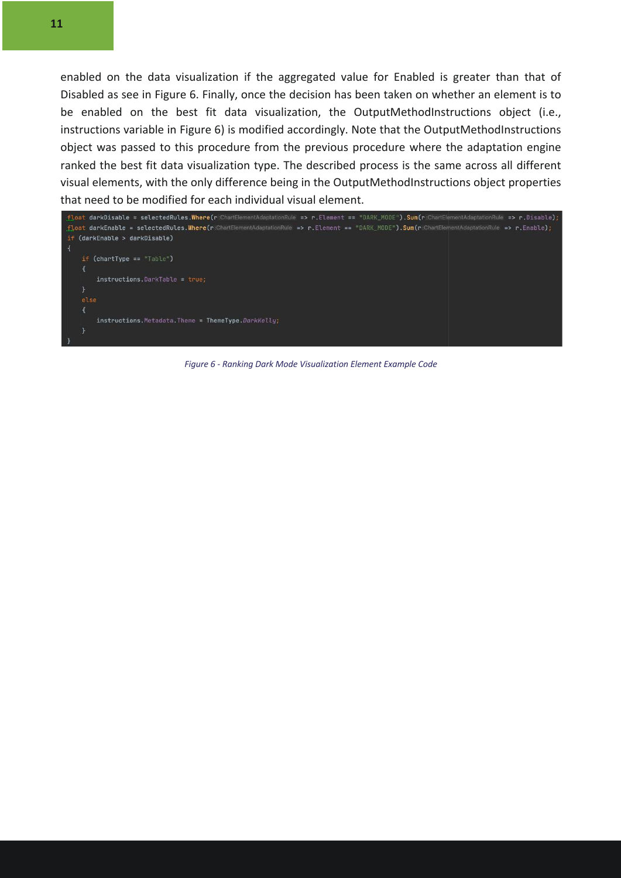enabled on the data visualization if the aggregated value for Enabled is greater than that of Disabled as see in Figure 6. Finally, once the decision has been taken on whether an element is to be enabled on the best fit data visualization, the OutputMethodInstructions object (i.e., instructions variable in Figure 6) is modified accordingly. Note that the OutputMethodInstructions object was passed to this procedure from the previous procedure where the adaptation engine ranked the best fit data visualization type. The described process is the same across all different visual elements, with the only difference being in the OutputMethodInstructions object properties that need to be modified for each individual visual element.

```
float darkDisable = selectedRules.Where(r:ChartElementAdaptationRule => r.Element == "DARK_MODE").Sum(r:ChartElementAdaptationRule => r.Disable);
float darkEnable = selectedRules.Where(r:ChartElementAdaptationRule => r.Element == "DARK_MODE").Sum(r:ChartElementAdaptationRule => r.Enable);
if (darkEnable > darkDisable)
{
    if (chartType == "Table")
    {
        instructions.DarkTable = true;
    }
    else
    {
        instructions.Metadata.Theme = ThemeType.DarkKelly;
    }
}
```

*Figure 6 - Ranking Dark Mode Visualization Element Example Code*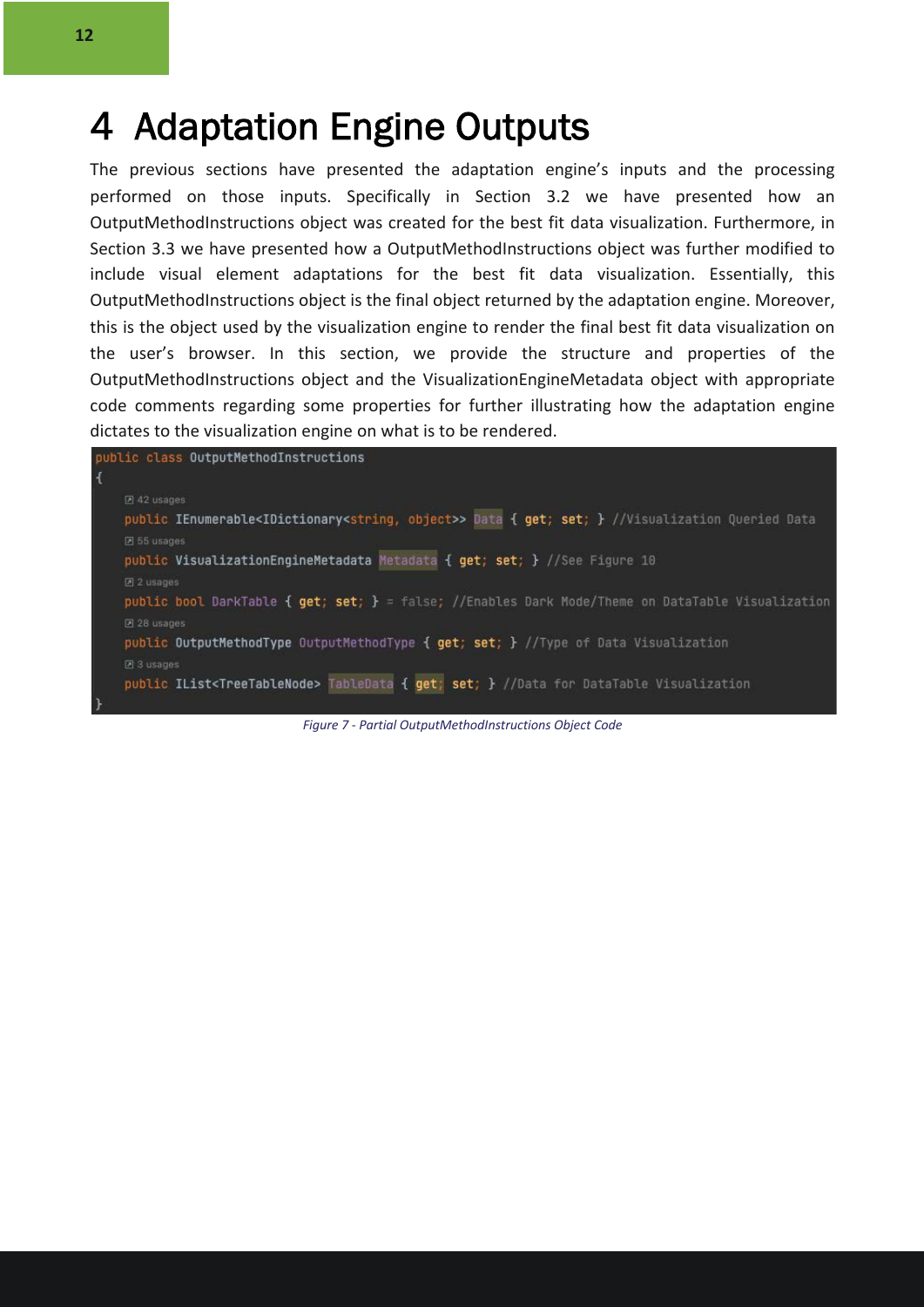# 4 Adaptation Engine Outputs

The previous sections have presented the adaptation engine's inputs and the processing performed on those inputs. Specifically in Section 3.2 we have presented how an OutputMethodInstructions object was created for the best fit data visualization. Furthermore, in Section 3.3 we have presented how a OutputMethodInstructions object was further modified to include visual element adaptations for the best fit data visualization. Essentially, this OutputMethodInstructions object is the final object returned by the adaptation engine. Moreover, this is the object used by the visualization engine to render the final best fit data visualization on the user's browser. In this section, we provide the structure and properties of the OutputMethodInstructions object and the VisualizationEngineMetadata object with appropriate code comments regarding some properties for further illustrating how the adaptation engine dictates to the visualization engine on what is to be rendered.

```
public class OutputMethodInstructions
{
    42 usages
    public IEnumerable<IDictionary<string, object>> Data { get; set; } //Visualization Queried Data
    55 usages
    public VisualizationEngineMetadata Metadata { get; set; } //See Figure 10
    2 usages
    public bool DarkTable { get; set; } = false; //Enables Dark Mode/Theme on DataTable Visualization
    28 usages
    public OutputMethodType OutputMethodType { get; set; } //Type of Data Visualization
    3 usages
    public IList<TreeTableNode> TableData { get; set; } //Data for DataTable Visualization
}
```

*Figure 7 - Partial OutputMethodInstructions Object Code*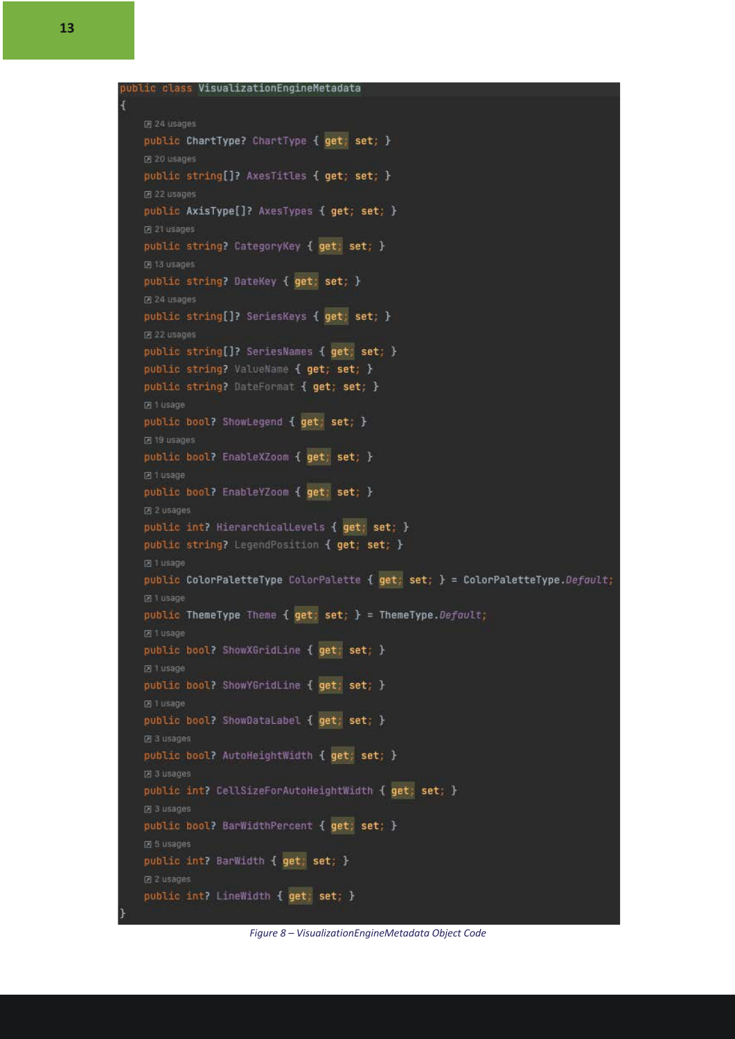```
public class VisualizationEngineMetadata
{
    24 usages
    public ChartType? ChartType { get; set; }
    20 usages
    public string[]? AxesTitles { get; set; }
    22 usages
    public AxisType[]? AxesTypes { get; set; }
    21 usages
    public string? CategoryKey { get; set; }
    13 usages
    public string? DateKey { get; set; }
    24 usages
    public string[]? SeriesKeys { get; set; }
    22 usages
    public string[]? SeriesNames { get; set; }
    public string? ValueName { get; set; }
    public string? DateFormat { get; set; }
    1 usage
    public bool? ShowLegend { get; set; }
    19 usages
    public bool? EnableXZoom { get; set; }
    1 usage
    public bool? EnableYZoom { get; set; }
    2 usages
    public int? HierarchicalLevels { get; set; }
    public string? LegendPosition { get; set; }
    1 usage
    public ColorPaletteType ColorPalette { get; set; } = ColorPaletteType.Default;
    1 usage
    public ThemeType Theme { get; set; } = ThemeType.Default;
    1 usage
    public bool? ShowXGridLine { get; set; }
    1 usage
    public bool? ShowYGridLine { get; set; }
    1 usage
    public bool? ShowDataLabel { get; set; }
    3 usages
    public bool? AutoHeightWidth { get; set; }
    3 usages
    public int? CellSizeForAutoHeightWidth { get; set; }
    3 usages
    public bool? BarWidthPercent { get; set; }
    5 usages
    public int? BarWidth { get; set; }
    2 usages
    public int? LineWidth { get; set; }
}
```

*Figure 8 – VisualizationEngineMetadata Object Code*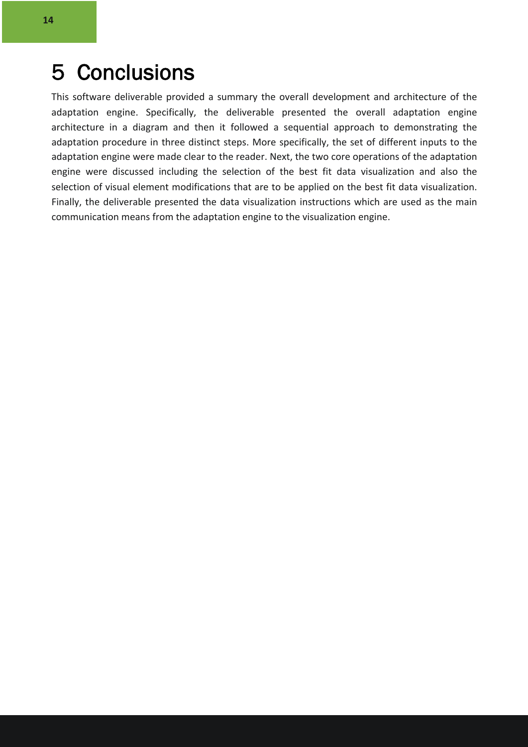# 5 Conclusions

This software deliverable provided a summary the overall development and architecture of the adaptation engine. Specifically, the deliverable presented the overall adaptation engine architecture in a diagram and then it followed a sequential approach to demonstrating the adaptation procedure in three distinct steps. More specifically, the set of different inputs to the adaptation engine were made clear to the reader. Next, the two core operations of the adaptation engine were discussed including the selection of the best fit data visualization and also the selection of visual element modifications that are to be applied on the best fit data visualization. Finally, the deliverable presented the data visualization instructions which are used as the main communication means from the adaptation engine to the visualization engine.